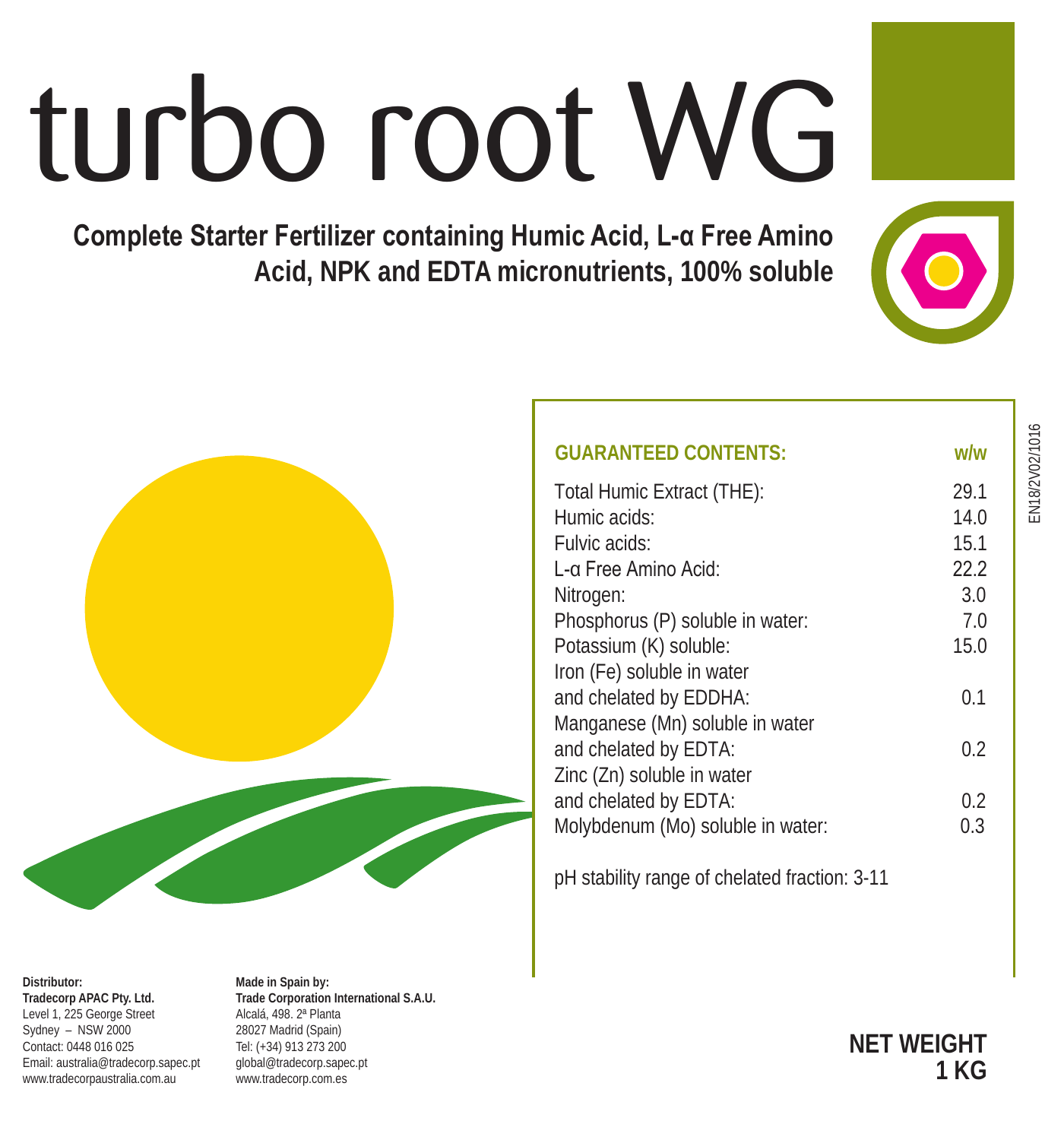# turbo root WG

**Complete Starter Fertilizer containing Humic Acid, L-α Free Amino Acid, NPK and EDTA micronutrients, 100% soluble**

| **GUARANTEED CONTENTS:** | **w/w** |
|---|---|
| Total Humic Extract (THE): | 29.1 |
| Humic acids: | 14.0 |
| Fulvic acids: | 15.1 |
| L-α Free Amino Acid: | 22.2 |
| Nitrogen: | 3.0 |
| Phosphorus (P) soluble in water: | 7.0 |
| Potassium (K) soluble: | 15.0 |
| Iron (Fe) soluble in water and chelated by EDDHA: | 0.1 |
| Manganese (Mn) soluble in water and chelated by EDTA: | 0.2 |
| Zinc (Zn) soluble in water and chelated by EDTA: | 0.2 |
| Molybdenum (Mo) soluble in water: | 0.3 |

pH stability range of chelated fraction: 3-11

EN18/2V02/1016

**Distributor:**
**Tradecorp APAC Pty. Ltd.**
Level 1, 225 George Street
Sydney – NSW 2000
Contact: 0448 016 025
Email: australia@tradecorp.sapec.pt
www.tradecorpaustralia.com.au

**Made in Spain by:**
**Trade Corporation International S.A.U.**
Alcalá, 498. 2ª Planta
28027 Madrid (Spain)
Tel: (+34) 913 273 200
global@tradecorp.sapec.pt
www.tradecorp.com.es

**NET WEIGHT**
**1 KG**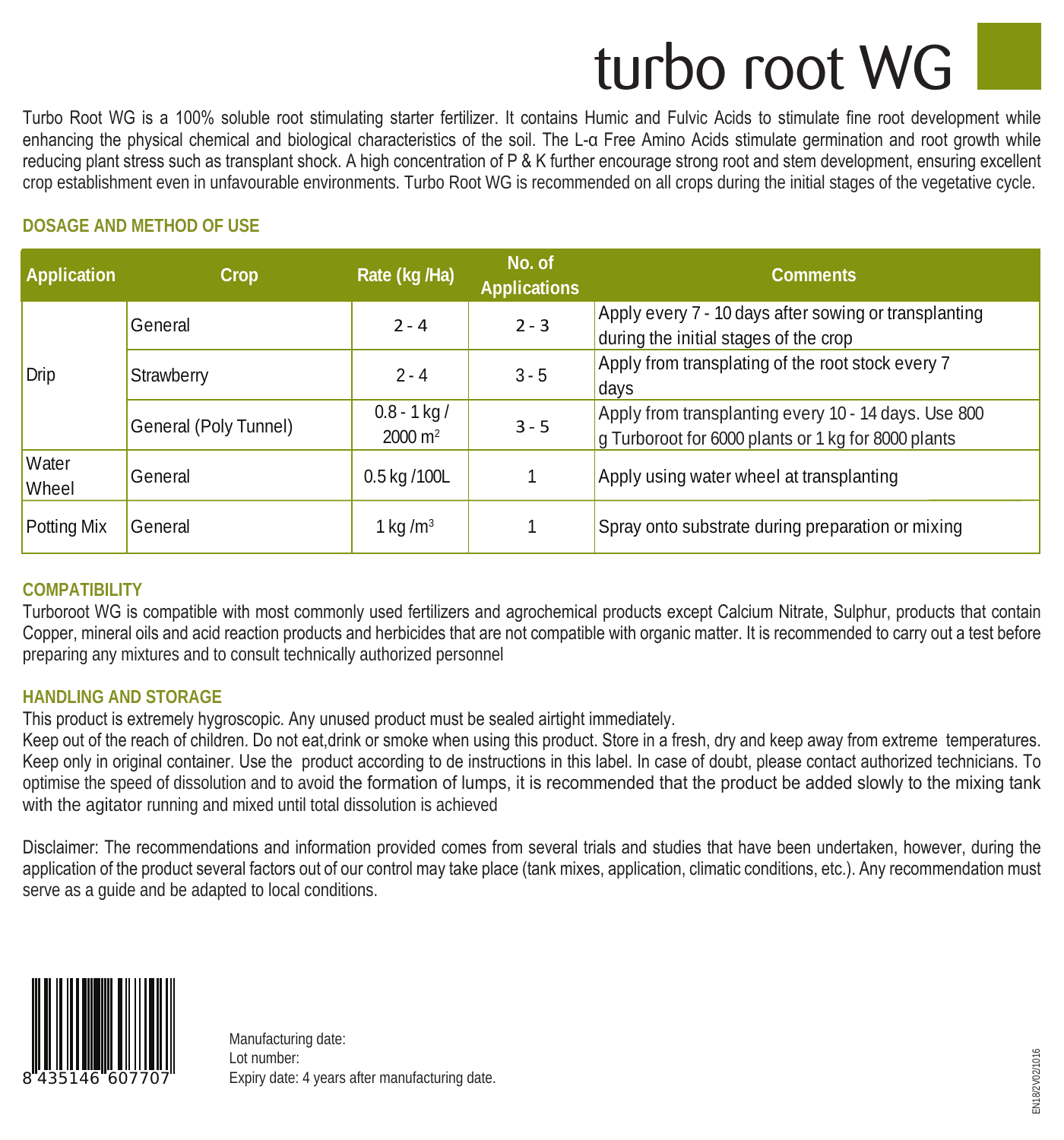# turbo root WG

Turbo Root WG is a 100% soluble root stimulating starter fertilizer. It contains Humic and Fulvic Acids to stimulate fine root development while enhancing the physical chemical and biological characteristics of the soil. The L-α Free Amino Acids stimulate germination and root growth while reducing plant stress such as transplant shock. A high concentration of P & K further encourage strong root and stem development, ensuring excellent crop establishment even in unfavourable environments. Turbo Root WG is recommended on all crops during the initial stages of the vegetative cycle.

## DOSAGE AND METHOD OF USE

| Application | Crop | Rate (kg /Ha) | No. of Applications | Comments |
|---|---|---|---|---|
| Drip | General | 2 - 4 | 2 - 3 | Apply every 7 - 10 days after sowing or transplanting during the initial stages of the crop |
| | Strawberry | 2 - 4 | 3 - 5 | Apply from transplating of the root stock every 7 days |
| | General (Poly Tunnel) | 0.8 - 1 kg / 2000 $m^2$ | 3 - 5 | Apply from transplanting every 10 - 14 days. Use 800 g Turboroot for 6000 plants or 1 kg for 8000 plants |
| Water Wheel | General | 0.5 kg /100L | 1 | Apply using water wheel at transplanting |
| Potting Mix | General | 1 kg /$m^3$ | 1 | Spray onto substrate during preparation or mixing |

## COMPATIBILITY

Turboroot WG is compatible with most commonly used fertilizers and agrochemical products except Calcium Nitrate, Sulphur, products that contain Copper, mineral oils and acid reaction products and herbicides that are not compatible with organic matter. It is recommended to carry out a test before preparing any mixtures and to consult technically authorized personnel

## HANDLING AND STORAGE

This product is extremely hygroscopic. Any unused product must be sealed airtight immediately.

Keep out of the reach of children. Do not eat,drink or smoke when using this product. Store in a fresh, dry and keep away from extreme temperatures. Keep only in original container. Use the product according to de instructions in this label. In case of doubt, please contact authorized technicians. To optimise the speed of dissolution and to avoid the formation of lumps, it is recommended that the product be added slowly to the mixing tank with the agitator running and mixed until total dissolution is achieved

Disclaimer: The recommendations and information provided comes from several trials and studies that have been undertaken, however, during the application of the product several factors out of our control may take place (tank mixes, application, climatic conditions, etc.). Any recommendation must serve as a guide and be adapted to local conditions.

8 435146 607707

Manufacturing date:

Lot number:

Expiry date: 4 years after manufacturing date.

EN18/2V02/1016